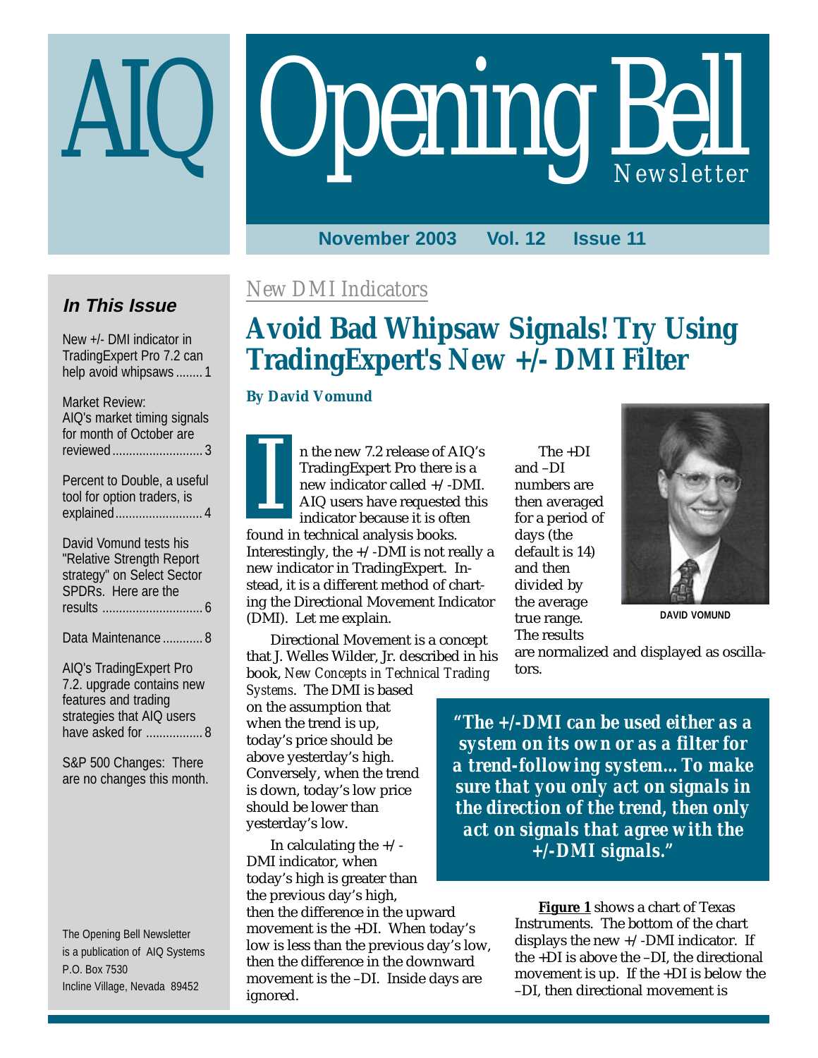# AIQ Opening Bell Newsletter

**November 2003 Vol. 12 Issue 11**

### *In This Issue*

New +/- DMI indicator in TradingExpert Pro 7.2 can help avoid whipsaws ........ 1

Market Review: AIQ's market timing signals for month of October are reviewed ........................... 3

Percent to Double, a useful tool for option traders, is explained .......................... 4

David Vomund tests his "Relative Strength Report strategy" on Select Sector SPDRs. Here are the results .............................. 6

Data Maintenance ............ 8

AIQ's TradingExpert Pro 7.2. upgrade contains new features and trading strategies that AIQ users have asked for ................. 8

S&P 500 Changes: There are no changes this month.

The Opening Bell Newsletter is a publication of AIQ Systems
P.O. Box 7530
Incline Village, Nevada 89452

*New DMI Indicators*

# Avoid Bad Whipsaw Signals! Try Using TradingExpert's New +/- DMI Filter

**By David Vomund**

In the new 7.2 release of AIQ's TradingExpert Pro there is a new indicator called +/-DMI. AIQ users have requested this indicator because it is often found in technical analysis books. Interestingly, the +/-DMI is not really a new indicator in TradingExpert. Instead, it is a different method of charting the Directional Movement Indicator (DMI). Let me explain.

Directional Movement is a concept that J. Welles Wilder, Jr. described in his book, *New Concepts in Technical Trading Systems*. The DMI is based on the assumption that when the trend is up, today's price should be above yesterday's high. Conversely, when the trend is down, today's low price should be lower than yesterday's low.

In calculating the +/-DMI indicator, when today's high is greater than the previous day's high, then the difference in the upward movement is the +DI. When today's low is less than the previous day's low, then the difference in the downward movement is the –DI. Inside days are ignored.

The +DI and –DI numbers are then averaged for a period of days (the default is 14) and then divided by the average true range. The results are normalized and displayed as oscillators.

DAVID VOMUND

***"The +/-DMI can be used either as a system on its own or as a filter for a trend-following system... To make sure that you only act on signals in the direction of the trend, then only act on signals that agree with the +/-DMI signals."***

**Figure 1** shows a chart of Texas Instruments. The bottom of the chart displays the new +/-DMI indicator. If the +DI is above the –DI, the directional movement is up. If the +DI is below the –DI, then directional movement is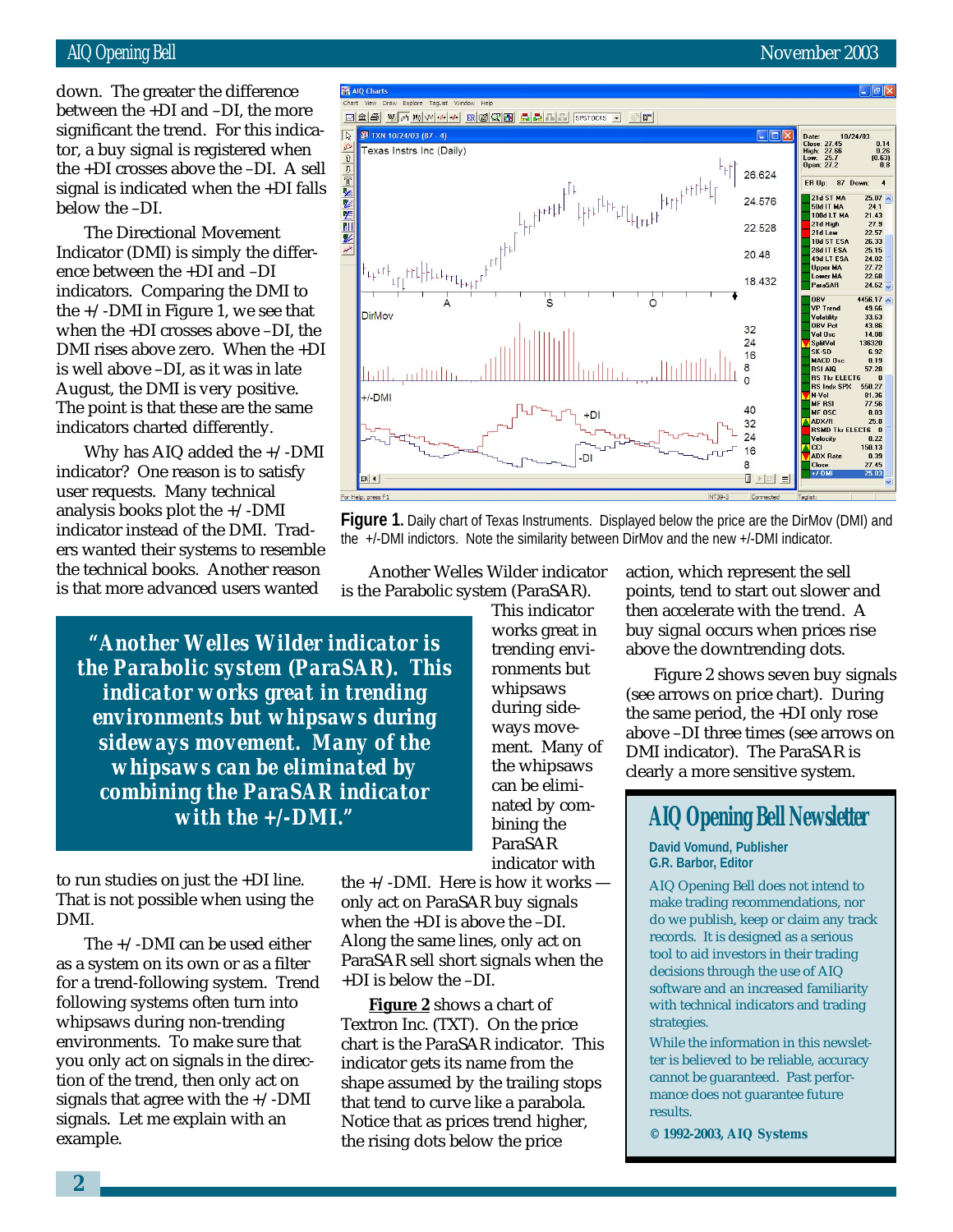down. The greater the difference between the +DI and –DI, the more significant the trend. For this indicator, a buy signal is registered when the +DI crosses above the –DI. A sell signal is indicated when the +DI falls below the –DI.

The Directional Movement Indicator (DMI) is simply the difference between the +DI and –DI indicators. Comparing the DMI to the +/-DMI in Figure 1, we see that when the +DI crosses above –DI, the DMI rises above zero. When the +DI is well above –DI, as it was in late August, the DMI is very positive. The point is that these are the same indicators charted differently.

Why has AIQ added the +/-DMI indicator? One reason is to satisfy user requests. Many technical analysis books plot the +/-DMI indicator instead of the DMI. Traders wanted their systems to resemble the technical books. Another reason is that more advanced users wanted to run studies on just the +DI line. That is not possible when using the DMI.

The +/-DMI can be used either as a system on its own or as a filter for a trend-following system. Trend following systems often turn into whipsaws during non-trending environments. To make sure that you only act on signals in the direction of the trend, then only act on signals that agree with the +/-DMI signals. Let me explain with an example.

**Figure 1.** Daily chart of Texas Instruments. Displayed below the price are the DirMov (DMI) and the +/-DMI indictors. Note the similarity between DirMov and the new +/-DMI indicator.

Another Welles Wilder indicator is the Parabolic system (ParaSAR). This indicator works great in trending environments but whipsaws during sideways movement. Many of the whipsaws can be eliminated by combining the ParaSAR indicator with the +/-DMI. Here is how it works — only act on ParaSAR buy signals when the +DI is above the –DI. Along the same lines, only act on ParaSAR sell short signals when the +DI is below the –DI.

> ***"Another Welles Wilder indicator is the Parabolic system (ParaSAR). This indicator works great in trending environments but whipsaws during sideways movement. Many of the whipsaws can be eliminated by combining the ParaSAR indicator with the +/-DMI."***

**Figure 2** shows a chart of Textron Inc. (TXT). On the price chart is the ParaSAR indicator. This indicator gets its name from the shape assumed by the trailing stops that tend to curve like a parabola. Notice that as prices trend higher, the rising dots below the price action, which represent the sell points, tend to start out slower and then accelerate with the trend. A buy signal occurs when prices rise above the downtrending dots.

Figure 2 shows seven buy signals (see arrows on price chart). During the same period, the +DI only rose above –DI three times (see arrows on DMI indicator). The ParaSAR is clearly a more sensitive system.

## AIQ Opening Bell Newsletter

**David Vomund, Publisher**
**G.R. Barbor, Editor**

AIQ Opening Bell does not intend to make trading recommendations, nor do we publish, keep or claim any track records. It is designed as a serious tool to aid investors in their trading decisions through the use of AIQ software and an increased familiarity with technical indicators and trading strategies.

While the information in this newsletter is believed to be reliable, accuracy cannot be guaranteed. Past performance does not guarantee future results.

**© 1992-2003, AIQ Systems**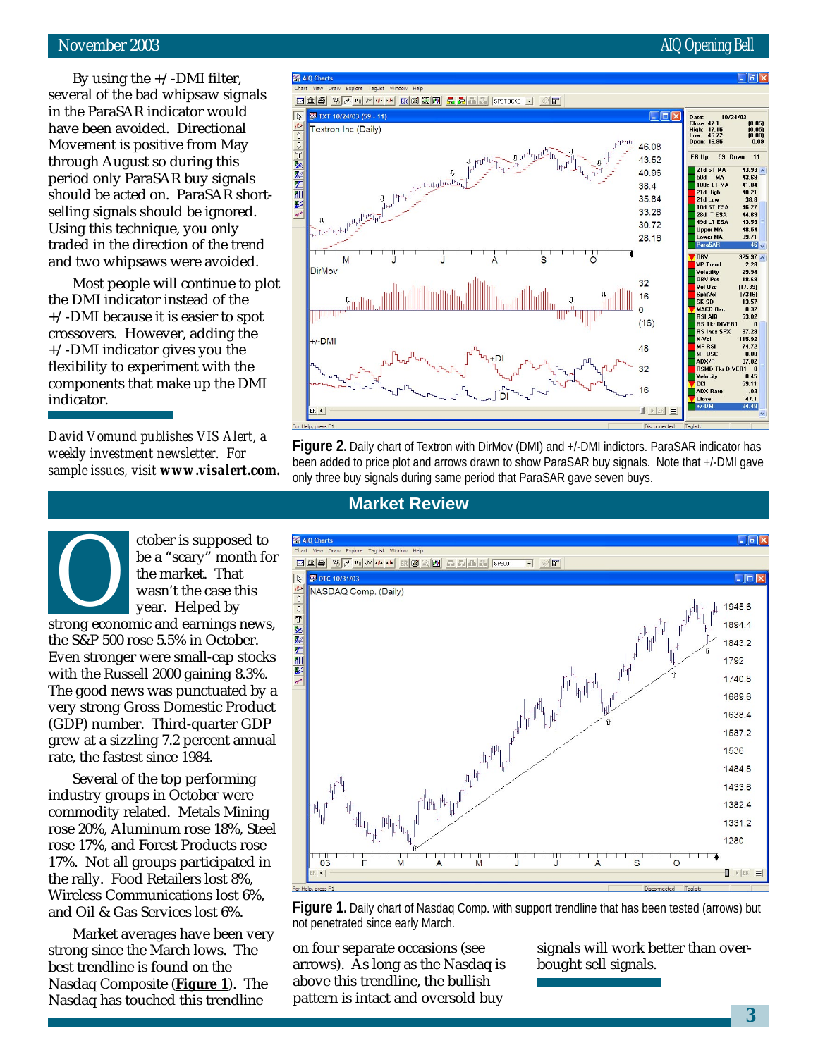By using the +/-DMI filter, several of the bad whipsaw signals in the ParaSAR indicator would have been avoided. Directional Movement is positive from May through August so during this period only ParaSAR buy signals should be acted on. ParaSAR short-selling signals should be ignored. Using this technique, you only traded in the direction of the trend and two whipsaws were avoided.

Most people will continue to plot the DMI indicator instead of the +/-DMI because it is easier to spot crossovers. However, adding the +/-DMI indicator gives you the flexibility to experiment with the components that make up the DMI indicator.

*David Vomund publishes VIS Alert, a weekly investment newsletter. For sample issues, visit* ***www.visalert.com.***

**Figure 2.** Daily chart of Textron with DirMov (DMI) and +/-DMI indictors. ParaSAR indicator has been added to price plot and arrows drawn to show ParaSAR buy signals. Note that +/-DMI gave only three buy signals during same period that ParaSAR gave seven buys.

## Market Review

October is supposed to be a "scary" month for the market. That wasn't the case this year. Helped by strong economic and earnings news, the S&P 500 rose 5.5% in October. Even stronger were small-cap stocks with the Russell 2000 gaining 8.3%. The good news was punctuated by a very strong Gross Domestic Product (GDP) number. Third-quarter GDP grew at a sizzling 7.2 percent annual rate, the fastest since 1984.

Several of the top performing industry groups in October were commodity related. Metals Mining rose 20%, Aluminum rose 18%, Steel rose 17%, and Forest Products rose 17%. Not all groups participated in the rally. Food Retailers lost 8%, Wireless Communications lost 6%, and Oil & Gas Services lost 6%.

Market averages have been very strong since the March lows. The best trendline is found on the Nasdaq Composite (**Figure 1**). The Nasdaq has touched this trendline on four separate occasions (see arrows). As long as the Nasdaq is above this trendline, the bullish pattern is intact and oversold buy signals will work better than overbought sell signals.

**Figure 1.** Daily chart of Nasdaq Comp. with support trendline that has been tested (arrows) but not penetrated since early March.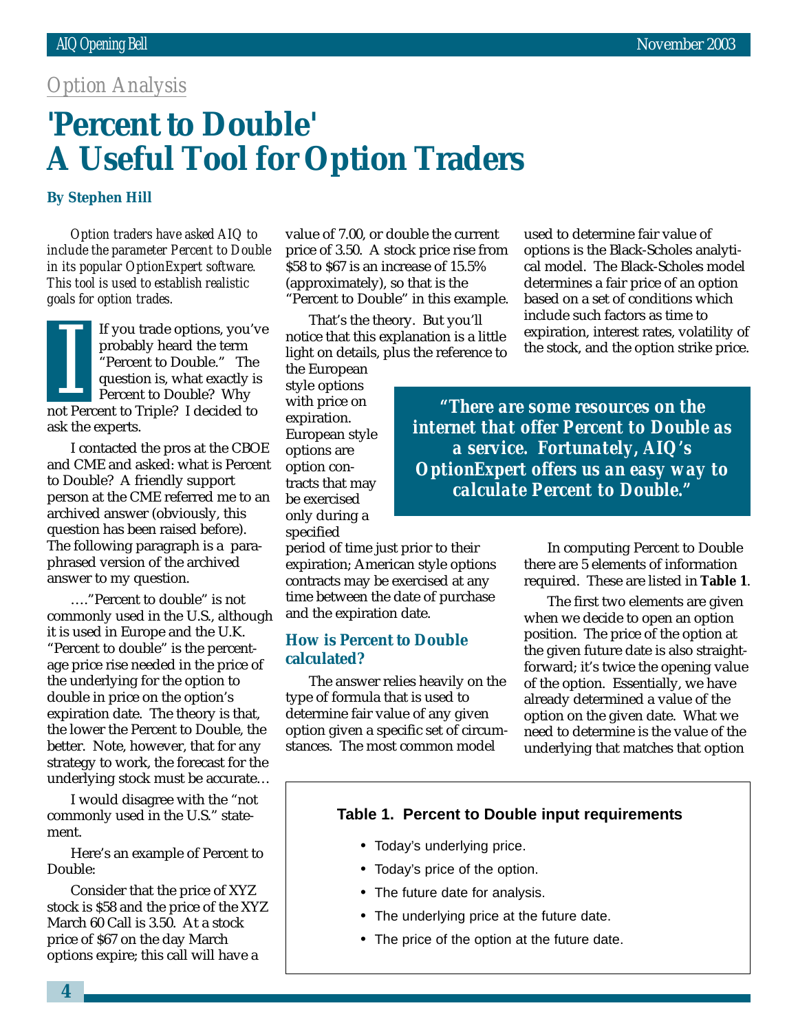*Option Analysis*

# 'Percent to Double' A Useful Tool for Option Traders

**By Stephen Hill**

*Option traders have asked AIQ to include the parameter Percent to Double in its popular OptionExpert software. This tool is used to establish realistic goals for option trades.*

If you trade options, you've probably heard the term "Percent to Double." The question is, what exactly is Percent to Double? Why not Percent to Triple? I decided to ask the experts.

I contacted the pros at the CBOE and CME and asked: what is Percent to Double? A friendly support person at the CME referred me to an archived answer (obviously, this question has been raised before). The following paragraph is a paraphrased version of the archived answer to my question.

…."Percent to double" is not commonly used in the U.S., although it is used in Europe and the U.K. "Percent to double" is the percentage price rise needed in the price of the underlying for the option to double in price on the option's expiration date. The theory is that, the lower the Percent to Double, the better. Note, however, that for any strategy to work, the forecast for the underlying stock must be accurate…

I would disagree with the "not commonly used in the U.S." statement.

Here's an example of Percent to Double:

Consider that the price of XYZ stock is $58 and the price of the XYZ March 60 Call is 3.50. At a stock price of $67 on the day March options expire; this call will have a value of 7.00, or double the current price of 3.50. A stock price rise from $58 to $67 is an increase of 15.5% (approximately), so that is the "Percent to Double" in this example.

That's the theory. But you'll notice that this explanation is a little light on details, plus the reference to the European style options with price on expiration. European style options are option contracts that may be exercised only during a specified period of time just prior to their expiration; American style options contracts may be exercised at any time between the date of purchase and the expiration date.

> ***"There are some resources on the internet that offer Percent to Double as a service. Fortunately, AIQ's OptionExpert offers us an easy way to calculate Percent to Double."***

## How is Percent to Double calculated?

The answer relies heavily on the type of formula that is used to determine fair value of any given option given a specific set of circumstances. The most common model used to determine fair value of options is the Black-Scholes analytical model. The Black-Scholes model determines a fair price of an option based on a set of conditions which include such factors as time to expiration, interest rates, volatility of the stock, and the option strike price.

In computing Percent to Double there are 5 elements of information required. These are listed in **Table 1**.

The first two elements are given when we decide to open an option position. The price of the option at the given future date is also straightforward; it's twice the opening value of the option. Essentially, we have already determined a value of the option on the given date. What we need to determine is the value of the underlying that matches that option

**Table 1. Percent to Double input requirements**

- Today's underlying price.
- Today's price of the option.
- The future date for analysis.
- The underlying price at the future date.
- The price of the option at the future date.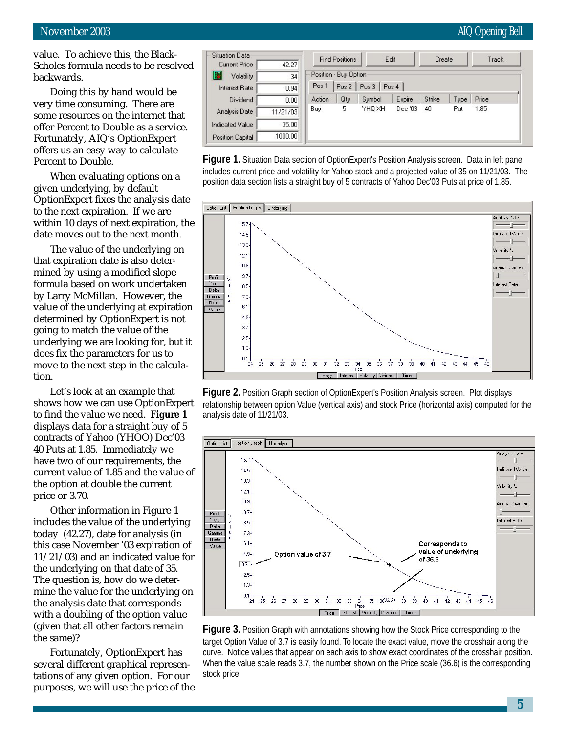value. To achieve this, the Black-Scholes formula needs to be resolved backwards.

Doing this by hand would be very time consuming. There are some resources on the internet that offer Percent to Double as a service. Fortunately, AIQ's OptionExpert offers us an easy way to calculate Percent to Double.

When evaluating options on a given underlying, by default OptionExpert fixes the analysis date to the next expiration. If we are within 10 days of next expiration, the date moves out to the next month.

The value of the underlying on that expiration date is also determined by using a modified slope formula based on work undertaken by Larry McMillan. However, the value of the underlying at expiration determined by OptionExpert is not going to match the value of the underlying we are looking for, but it does fix the parameters for us to move to the next step in the calculation.

Let's look at an example that shows how we can use OptionExpert to find the value we need. **Figure 1** displays data for a straight buy of 5 contracts of Yahoo (YHOO) Dec'03 40 Puts at 1.85. Immediately we have two of our requirements, the current value of 1.85 and the value of the option at double the current price or 3.70.

Other information in Figure 1 includes the value of the underlying today (42.27), date for analysis (in this case November '03 expiration of 11/21/03) and an indicated value for the underlying on that date of 35. The question is, how do we determine the value for the underlying on the analysis date that corresponds with a doubling of the option value (given that all other factors remain the same)?

Fortunately, OptionExpert has several different graphical representations of any given option. For our purposes, we will use the price of the

| Situation Data | |
|---|---|
| Current Price | 42.27 |
| Volatility | 34 |
| Interest Rate | 0.94 |
| Dividend | 0.00 |
| Analysis Date | 11/21/03 |
| Indicated Value | 35.00 |
| Position Capital | 1000.00 |

| Action | Qty | Symbol | Expire | Strike | Type | Price |
|---|---|---|---|---|---|---|
| Buy | 5 | YHQ XH | Dec '03 | 40 | Put | 1.85 |

**Figure 1.** Situation Data section of OptionExpert's Position Analysis screen. Data in left panel includes current price and volatility for Yahoo stock and a projected value of 35 on 11/21/03. The position data section lists a straight buy of 5 contracts of Yahoo Dec'03 Puts at price of 1.85.

**Figure 2.** Position Graph section of OptionExpert's Position Analysis screen. Plot displays relationship between option Value (vertical axis) and stock Price (horizontal axis) computed for the analysis date of 11/21/03.

**Figure 3.** Position Graph with annotations showing how the Stock Price corresponding to the target Option Value of 3.7 is easily found. To locate the exact value, move the crosshair along the curve. Notice values that appear on each axis to show exact coordinates of the crosshair position. When the value scale reads 3.7, the number shown on the Price scale (36.6) is the corresponding stock price.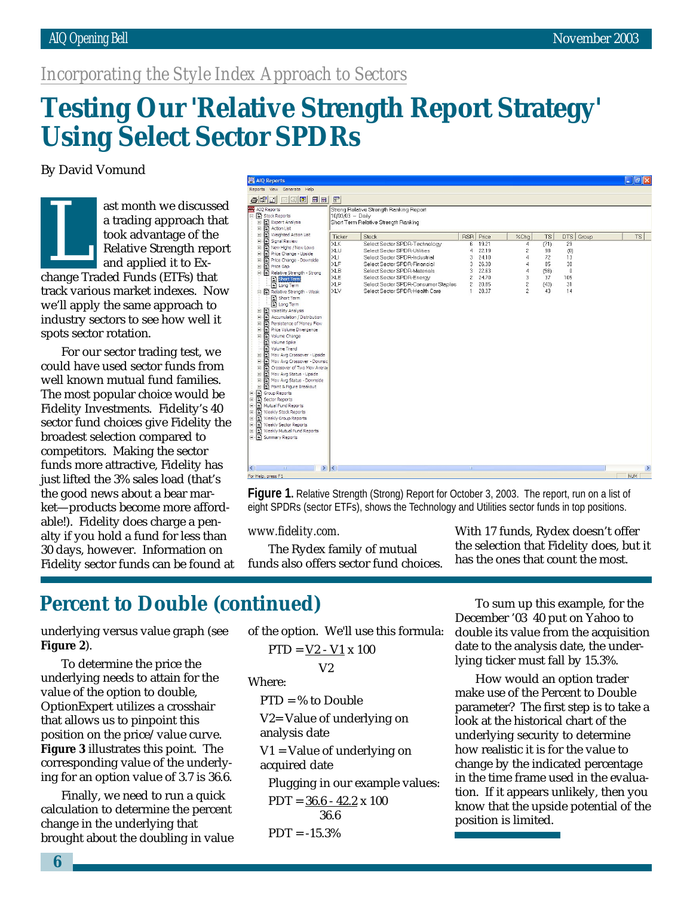*Incorporating the Style Index Approach to Sectors*

# Testing Our 'Relative Strength Report Strategy' Using Select Sector SPDRs

By David Vomund

Last month we discussed a trading approach that took advantage of the Relative Strength report and applied it to Exchange Traded Funds (ETFs) that track various market indexes. Now we'll apply the same approach to industry sectors to see how well it spots sector rotation.

For our sector trading test, we could have used sector funds from well known mutual fund families. The most popular choice would be Fidelity Investments. Fidelity's 40 sector fund choices give Fidelity the broadest selection compared to competitors. Making the sector funds more attractive, Fidelity has just lifted the 3% sales load (that's the good news about a bear market—products become more affordable!). Fidelity does charge a penalty if you hold a fund for less than 30 days, however. Information on Fidelity sector funds can be found at *www.fidelity.com.*

Strong Relative Strength Ranking Report
10/03/03 -- Daily
Short Term Relative Strength Ranking

| Ticker | Stock | RSR | Price | %Chg | TS | DTS | Group | TS |
|---|---|---|---|---|---|---|---|---|
| XLK | Select Sector SPDR-Technology | 6 | 19.21 | 4 | (71) | 29 | | |
| XLU | Select Sector SPDR-Utilities | 4 | 22.19 | 2 | 98 | (0) | | |
| XLI | Select Sector SPDR-Industrial | 3 | 24.10 | 4 | 72 | 13 | | |
| XLF | Select Sector SPDR-Financial | 3 | 26.30 | 4 | 85 | 30 | | |
| XLB | Select Sector SPDR-Materials | 3 | 22.63 | 4 | (98) | 8 | | |
| XLE | Select Sector SPDR-Energy | 2 | 24.70 | 3 | 37 | 105 | | |
| XLP | Select Sector SPDR-Consumer Staples | 2 | 20.85 | 2 | (43) | 31 | | |
| XLV | Select Sector SPDR-Health Care | 1 | 28.37 | 2 | 43 | 14 | | |

**Figure 1.** Relative Strength (Strong) Report for October 3, 2003. The report, run on a list of eight SPDRs (sector ETFs), shows the Technology and Utilities sector funds in top positions.

The Rydex family of mutual funds also offers sector fund choices. With 17 funds, Rydex doesn't offer the selection that Fidelity does, but it has the ones that count the most.

## Percent to Double (continued)

underlying versus value graph (see **Figure 2**).

To determine the price the underlying needs to attain for the value of the option to double, OptionExpert utilizes a crosshair that allows us to pinpoint this position on the price/value curve. **Figure 3** illustrates this point. The corresponding value of the underlying for an option value of 3.7 is 36.6.

Finally, we need to run a quick calculation to determine the percent change in the underlying that brought about the doubling in value of the option. We'll use this formula:

$$PTD = \frac{V2 - V1}{V2} \times 100$$

Where:

PTD = % to Double

V2= Value of underlying on analysis date

V1 = Value of underlying on acquired date

Plugging in our example values:

$$PDT = \frac{36.6 - 42.2}{36.6} \times 100$$

$$PDT = -15.3\%$$

To sum up this example, for the December '03 40 put on Yahoo to double its value from the acquisition date to the analysis date, the underlying ticker must fall by 15.3%.

How would an option trader make use of the Percent to Double parameter? The first step is to take a look at the historical chart of the underlying security to determine how realistic it is for the value to change by the indicated percentage in the time frame used in the evaluation. If it appears unlikely, then you know that the upside potential of the position is limited.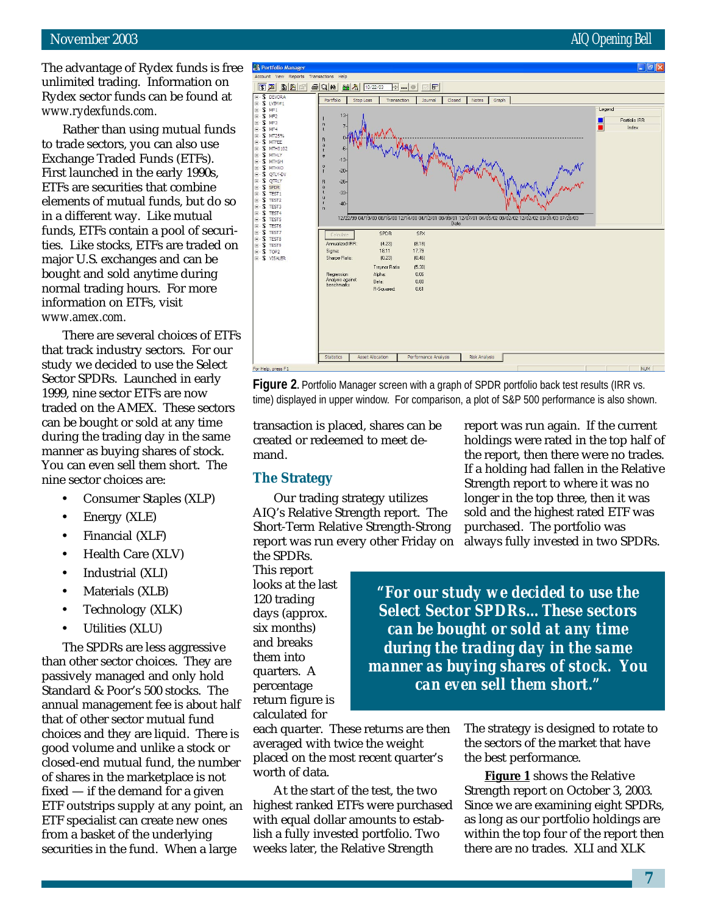The advantage of Rydex funds is free unlimited trading. Information on Rydex sector funds can be found at *www.rydexfunds.com.*

Rather than using mutual funds to trade sectors, you can also use Exchange Traded Funds (ETFs). First launched in the early 1990s, ETFs are securities that combine elements of mutual funds, but do so in a different way. Like mutual funds, ETFs contain a pool of securities. Like stocks, ETFs are traded on major U.S. exchanges and can be bought and sold anytime during normal trading hours. For more information on ETFs, visit *www.amex.com.*

There are several choices of ETFs that track industry sectors. For our study we decided to use the Select Sector SPDRs. Launched in early 1999, nine sector ETFs are now traded on the AMEX. These sectors can be bought or sold at any time during the trading day in the same manner as buying shares of stock. You can even sell them short. The nine sector choices are:

- Consumer Staples (XLP)
- Energy (XLE)
- Financial (XLF)
- Health Care (XLV)
- Industrial (XLI)
- Materials (XLB)
- Technology (XLK)
- Utilities (XLU)

The SPDRs are less aggressive than other sector choices. They are passively managed and only hold Standard & Poor's 500 stocks. The annual management fee is about half that of other sector mutual fund choices and they are liquid. There is good volume and unlike a stock or closed-end mutual fund, the number of shares in the marketplace is not fixed — if the demand for a given ETF outstrips supply at any point, an ETF specialist can create new ones from a basket of the underlying securities in the fund. When a large transaction is placed, shares can be created or redeemed to meet demand.

**Figure 2.** Portfolio Manager screen with a graph of SPDR portfolio back test results (IRR vs. time) displayed in upper window. For comparison, a plot of S&P 500 performance is also shown.

## The Strategy

Our trading strategy utilizes AIQ's Relative Strength report. The Short-Term Relative Strength-Strong report was run every other Friday on the SPDRs. This report looks at the last 120 trading days (approx. six months) and breaks them into quarters. A percentage return figure is calculated for each quarter. These returns are then averaged with twice the weight placed on the most recent quarter's worth of data.

> ***"For our study we decided to use the Select Sector SPDRs... These sectors can be bought or sold at any time during the trading day in the same manner as buying shares of stock. You can even sell them short."***

At the start of the test, the two highest ranked ETFs were purchased with equal dollar amounts to establish a fully invested portfolio. Two weeks later, the Relative Strength report was run again. If the current holdings were rated in the top half of the report, then there were no trades. If a holding had fallen in the Relative Strength report to where it was no longer in the top three, then it was sold and the highest rated ETF was purchased. The portfolio was always fully invested in two SPDRs.

The strategy is designed to rotate to the sectors of the market that have the best performance.

**Figure 1** shows the Relative Strength report on October 3, 2003. Since we are examining eight SPDRs, as long as our portfolio holdings are within the top four of the report then there are no trades. XLI and XLK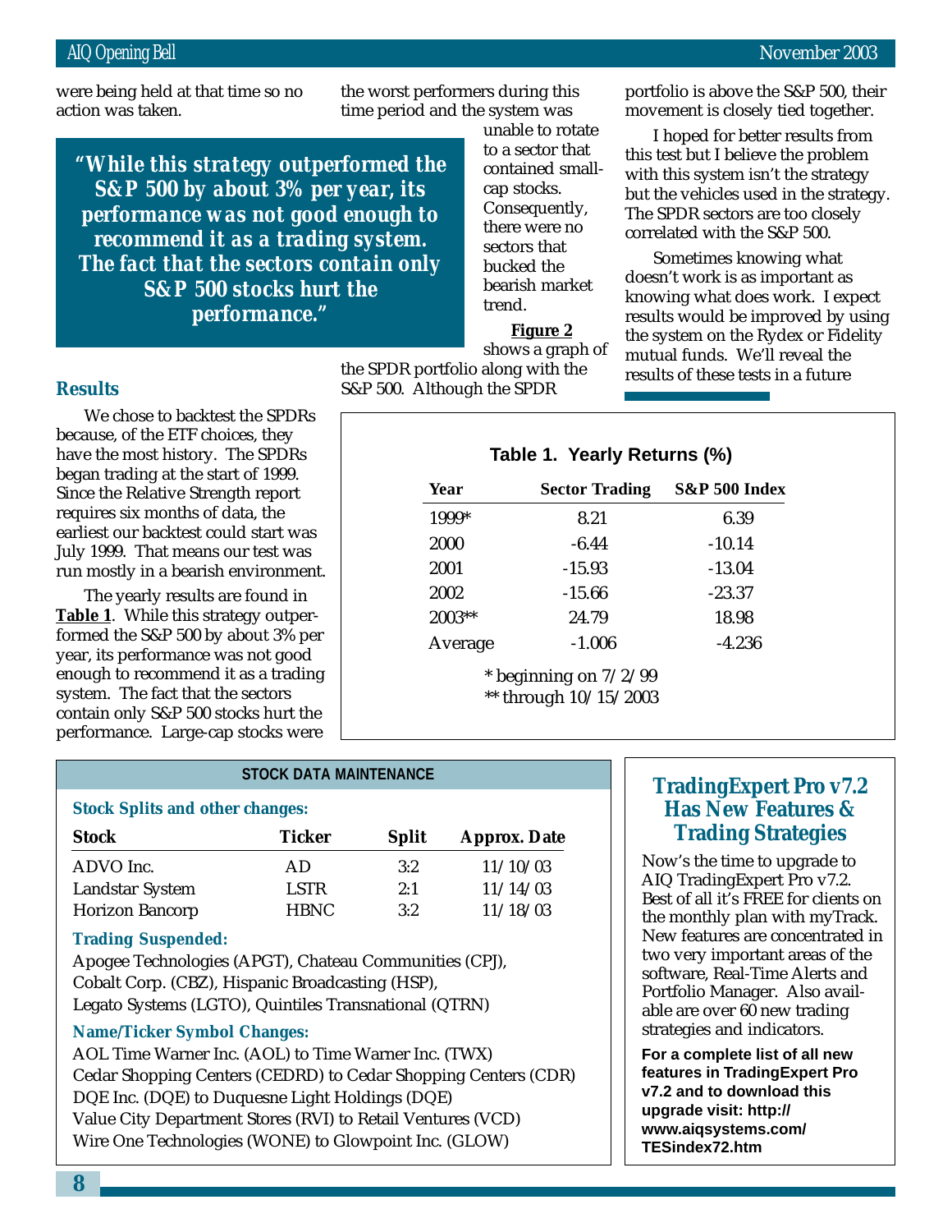were being held at that time so no action was taken.

> *"While this strategy outperformed the S&P 500 by about 3% per year, its performance was not good enough to recommend it as a trading system. The fact that the sectors contain only S&P 500 stocks hurt the performance."*

### Results

We chose to backtest the SPDRs because, of the ETF choices, they have the most history. The SPDRs began trading at the start of 1999. Since the Relative Strength report requires six months of data, the earliest our backtest could start was July 1999. That means our test was run mostly in a bearish environment.

The yearly results are found in **Table 1**. While this strategy outperformed the S&P 500 by about 3% per year, its performance was not good enough to recommend it as a trading system. The fact that the sectors contain only S&P 500 stocks hurt the performance. Large-cap stocks were the worst performers during this time period and the system was unable to rotate to a sector that contained small-cap stocks. Consequently, there were no sectors that bucked the bearish market trend.

**Figure 2** shows a graph of the SPDR portfolio along with the S&P 500. Although the SPDR portfolio is above the S&P 500, their movement is closely tied together.

I hoped for better results from this test but I believe the problem with this system isn't the strategy but the vehicles used in the strategy. The SPDR sectors are too closely correlated with the S&P 500.

Sometimes knowing what doesn't work is as important as knowing what does work. I expect results would be improved by using the system on the Rydex or Fidelity mutual funds. We'll reveal the results of these tests in a future

**Table 1. Yearly Returns (%)**

| Year | Sector Trading | S&P 500 Index |
|---|---|---|
| 1999* | 8.21 | 6.39 |
| 2000 | -6.44 | -10.14 |
| 2001 | -15.93 | -13.04 |
| 2002 | -15.66 | -23.37 |
| 2003** | 24.79 | 18.98 |
| Average | -1.006 | -4.236 |

\* beginning on 7/2/99
\*\* through 10/15/2003

### STOCK DATA MAINTENANCE

**Stock Splits and other changes:**

| Stock | Ticker | Split | Approx. Date |
|---|---|---|---|
| ADVO Inc. | AD | 3:2 | 11/10/03 |
| Landstar System | LSTR | 2:1 | 11/14/03 |
| Horizon Bancorp | HBNC | 3:2 | 11/18/03 |

**Trading Suspended:**

Apogee Technologies (APGT), Chateau Communities (CPJ), Cobalt Corp. (CBZ), Hispanic Broadcasting (HSP), Legato Systems (LGTO), Quintiles Transnational (QTRN)

**Name/Ticker Symbol Changes:**

AOL Time Warner Inc. (AOL) to Time Warner Inc. (TWX)
Cedar Shopping Centers (CEDRD) to Cedar Shopping Centers (CDR)
DQE Inc. (DQE) to Duquesne Light Holdings (DQE)
Value City Department Stores (RVI) to Retail Ventures (VCD)
Wire One Technologies (WONE) to Glowpoint Inc. (GLOW)

### TradingExpert Pro v7.2 Has New Features & Trading Strategies

Now's the time to upgrade to AIQ TradingExpert Pro v7.2. Best of all it's FREE for clients on the monthly plan with myTrack. New features are concentrated in two very important areas of the software, Real-Time Alerts and Portfolio Manager. Also available are over 60 new trading strategies and indicators.

**For a complete list of all new features in TradingExpert Pro v7.2 and to download this upgrade visit: http://www.aiqsystems.com/TESindex72.htm**